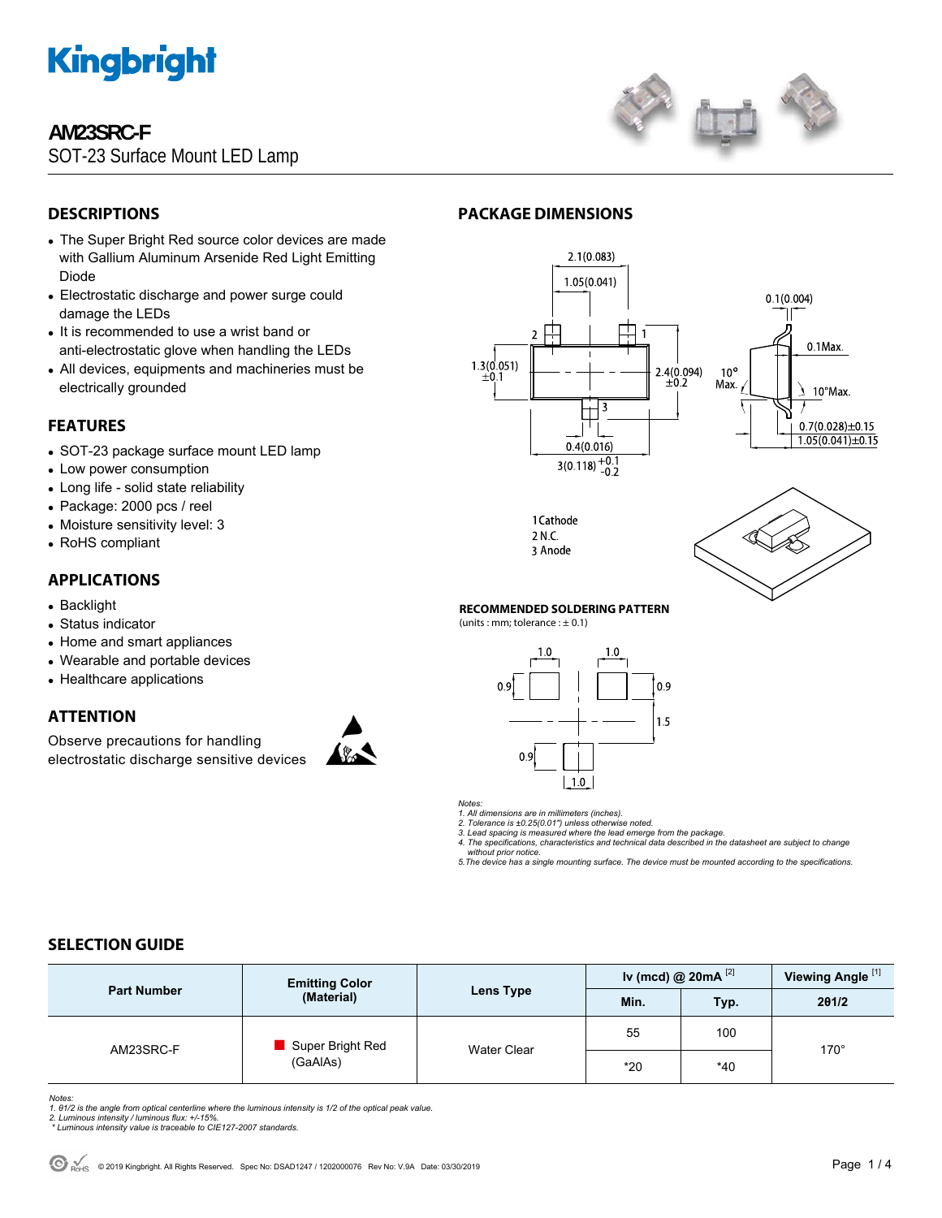# AM23SRC-F

SOT-23 Surface Mount LED Lamp

## DESCRIPTIONS

- The Super Bright Red source color devices are made with Gallium Aluminum Arsenide Red Light Emitting Diode
- Electrostatic discharge and power surge could damage the LEDs
- It is recommended to use a wrist band or anti-electrostatic glove when handling the LEDs
- All devices, equipments and machineries must be electrically grounded

## FEATURES

- SOT-23 package surface mount LED lamp
- Low power consumption
- Long life - solid state reliability
- Package: 2000 pcs / reel
- Moisture sensitivity level: 3
- RoHS compliant

## APPLICATIONS

- Backlight
- Status indicator
- Home and smart appliances
- Wearable and portable devices
- Healthcare applications

## ATTENTION

Observe precautions for handling electrostatic discharge sensitive devices

## PACKAGE DIMENSIONS

1 Cathode
2 N.C.
3 Anode

### RECOMMENDED SOLDERING PATTERN

(units : mm; tolerance : ± 0.1)

Notes:
1. All dimensions are in millimeters (inches).
2. Tolerance is ±0.25(0.01") unless otherwise noted.
3. Lead spacing is measured where the lead emerge from the package.
4. The specifications, characteristics and technical data described in the datasheet are subject to change without prior notice.
5. The device has a single mounting surface. The device must be mounted according to the specifications.

## SELECTION GUIDE

| Part Number | Emitting Color (Material) | Lens Type | Iv (mcd) @ 20mA [2] | | Viewing Angle [1] |
|---|---|---|---|---|---|
| | | | Min. | Typ. | 2θ1/2 |
| AM23SRC-F | Super Bright Red (GaAlAs) | Water Clear | 55 | 100 | 170° |
| | | | *20 | *40 | |

Notes:
1. θ1/2 is the angle from optical centerline where the luminous intensity is 1/2 of the optical peak value.
2. Luminous intensity / luminous flux: +/-15%.
* Luminous intensity value is traceable to CIE127-2007 standards.

© 2019 Kingbright. All Rights Reserved. Spec No: DSAD1247 / 1202000076 Rev No: V.9A Date: 03/30/2019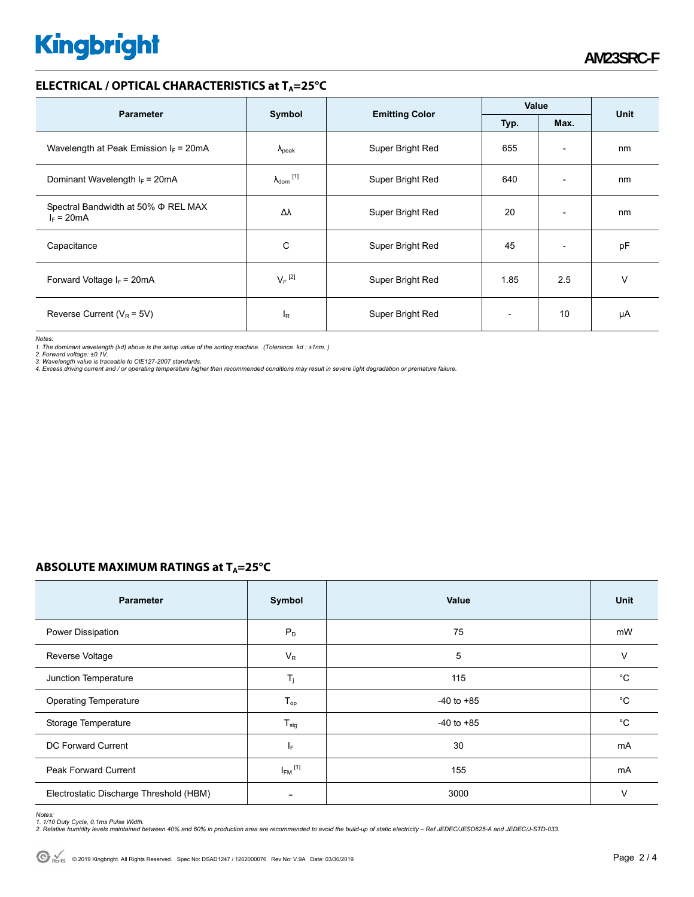## ELECTRICAL / OPTICAL CHARACTERISTICS at $T_A$=25°C

| Parameter | Symbol | Emitting Color | Value | | Unit |
|---|---|---|---|---|---|
| | | | Typ. | Max. | |
| Wavelength at Peak Emission $I_F$ = 20mA | $\lambda_{peak}$ | Super Bright Red | 655 | - | nm |
| Dominant Wavelength $I_F$ = 20mA | $\lambda_{dom}$ [1] | Super Bright Red | 640 | - | nm |
| Spectral Bandwidth at 50% Φ REL MAX $I_F$ = 20mA | Δλ | Super Bright Red | 20 | - | nm |
| Capacitance | C | Super Bright Red | 45 | - | pF |
| Forward Voltage $I_F$ = 20mA | $V_F$ [2] | Super Bright Red | 1.85 | 2.5 | V |
| Reverse Current ($V_R$ = 5V) | $I_R$ | Super Bright Red | - | 10 | μA |

*Notes:*
*1. The dominant wavelength (λd) above is the setup value of the sorting machine. (Tolerance λd : ±1nm. )*
*2. Forward voltage: ±0.1V.*
*3. Wavelength value is traceable to CIE127-2007 standards.*
*4. Excess driving current and / or operating temperature higher than recommended conditions may result in severe light degradation or premature failure.*

## ABSOLUTE MAXIMUM RATINGS at $T_A$=25°C

| Parameter | Symbol | Value | Unit |
|---|---|---|---|
| Power Dissipation | $P_D$ | 75 | mW |
| Reverse Voltage | $V_R$ | 5 | V |
| Junction Temperature | $T_j$ | 115 | °C |
| Operating Temperature | $T_{op}$ | -40 to +85 | °C |
| Storage Temperature | $T_{stg}$ | -40 to +85 | °C |
| DC Forward Current | $I_F$ | 30 | mA |
| Peak Forward Current | $I_{FM}$ [1] | 155 | mA |
| Electrostatic Discharge Threshold (HBM) | - | 3000 | V |

*Notes:*
*1. 1/10 Duty Cycle, 0.1ms Pulse Width.*
*2. Relative humidity levels maintained between 40% and 60% in production area are recommended to avoid the build-up of static electricity – Ref JEDEC/JESD625-A and JEDEC/J-STD-033.*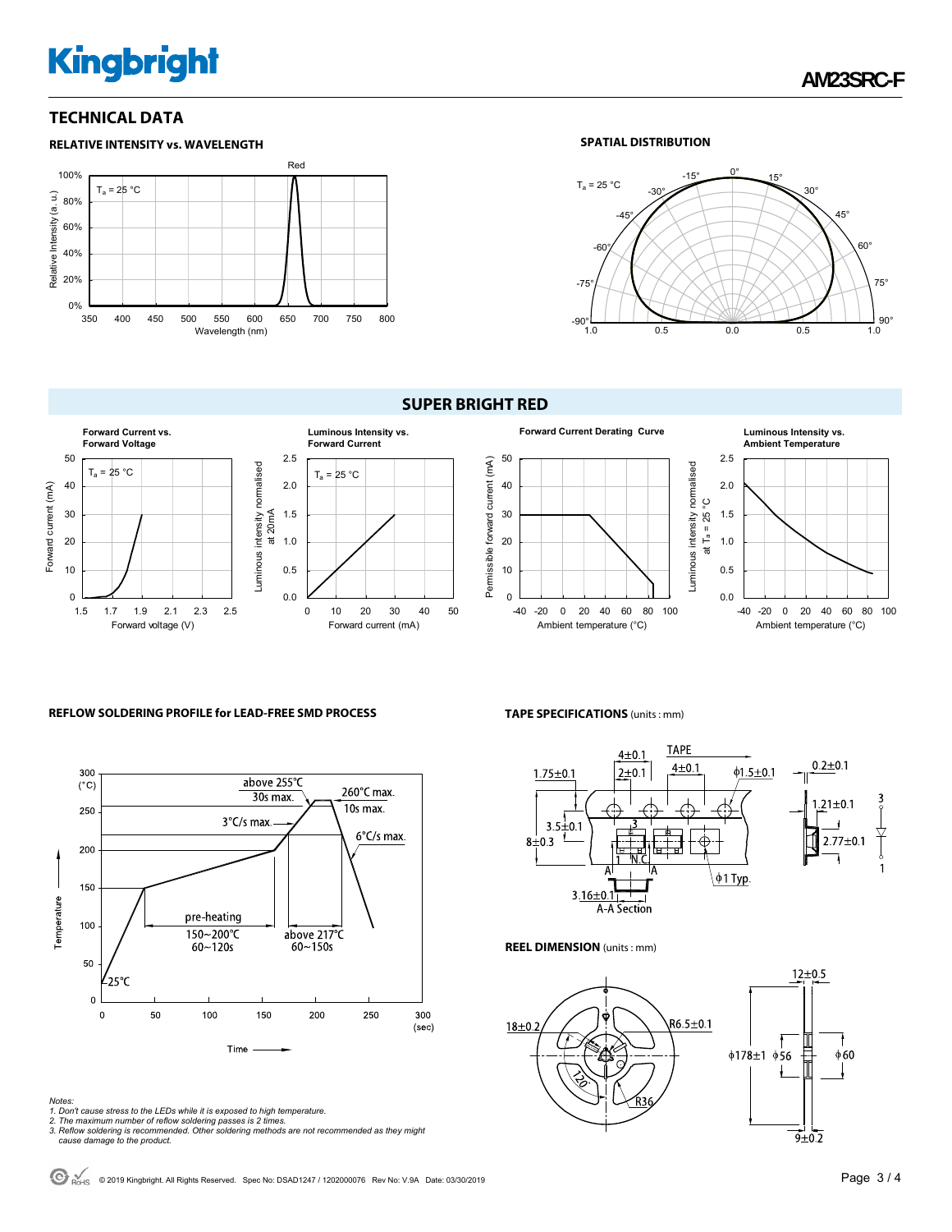## TECHNICAL DATA

### RELATIVE INTENSITY vs. WAVELENGTH

$T_a$ = 25 °C

Red

Relative Intensity (a. u.)

Wavelength (nm)

### SPATIAL DISTRIBUTION

$T_a$ = 25 °C

## SUPER BRIGHT RED

**Forward Current vs. Forward Voltage**

$T_a$ = 25 °C

Forward current (mA)

Forward voltage (V)

**Luminous Intensity vs. Forward Current**

$T_a$ = 25 °C

Luminous intensity normalised at 20mA

Forward current (mA)

**Forward Current Derating Curve**

Permissible forward current (mA)

Ambient temperature (°C)

**Luminous Intensity vs. Ambient Temperature**

Luminous intensity normalised at $T_a$ = 25 °C

Ambient temperature (°C)

### REFLOW SOLDERING PROFILE for LEAD-FREE SMD PROCESS

- above 255°C 30s max.
- 260°C max. 10s max.
- 3°C/s max.
- 6°C/s max.
- pre-heating 150~200°C 60~120s
- above 217°C 60~150s
- 25°C

Temperature (°C)

Time (sec)

Notes:
1. Don't cause stress to the LEDs while it is exposed to high temperature.
2. The maximum number of reflow soldering passes is 2 times.
3. Reflow soldering is recommended. Other soldering methods are not recommended as they might cause damage to the product.

### TAPE SPECIFICATIONS (units : mm)

TAPE: 4±0.1, 2±0.1, 4±0.1, ϕ1.5±0.1, 1.75±0.1, 3.5±0.1, 8±0.3, 3.16±0.1, ϕ1 Typ., 0.2±0.1, 1.21±0.1, 2.77±0.1

A-A Section

### REEL DIMENSION (units : mm)

18±0.2, R6.5±0.1, 120°, R36, 12±0.5, ϕ178±1, ϕ56, ϕ60, 9±0.2

© 2019 Kingbright. All Rights Reserved. Spec No: DSAD1247 / 1202000076 Rev No: V.9A Date: 03/30/2019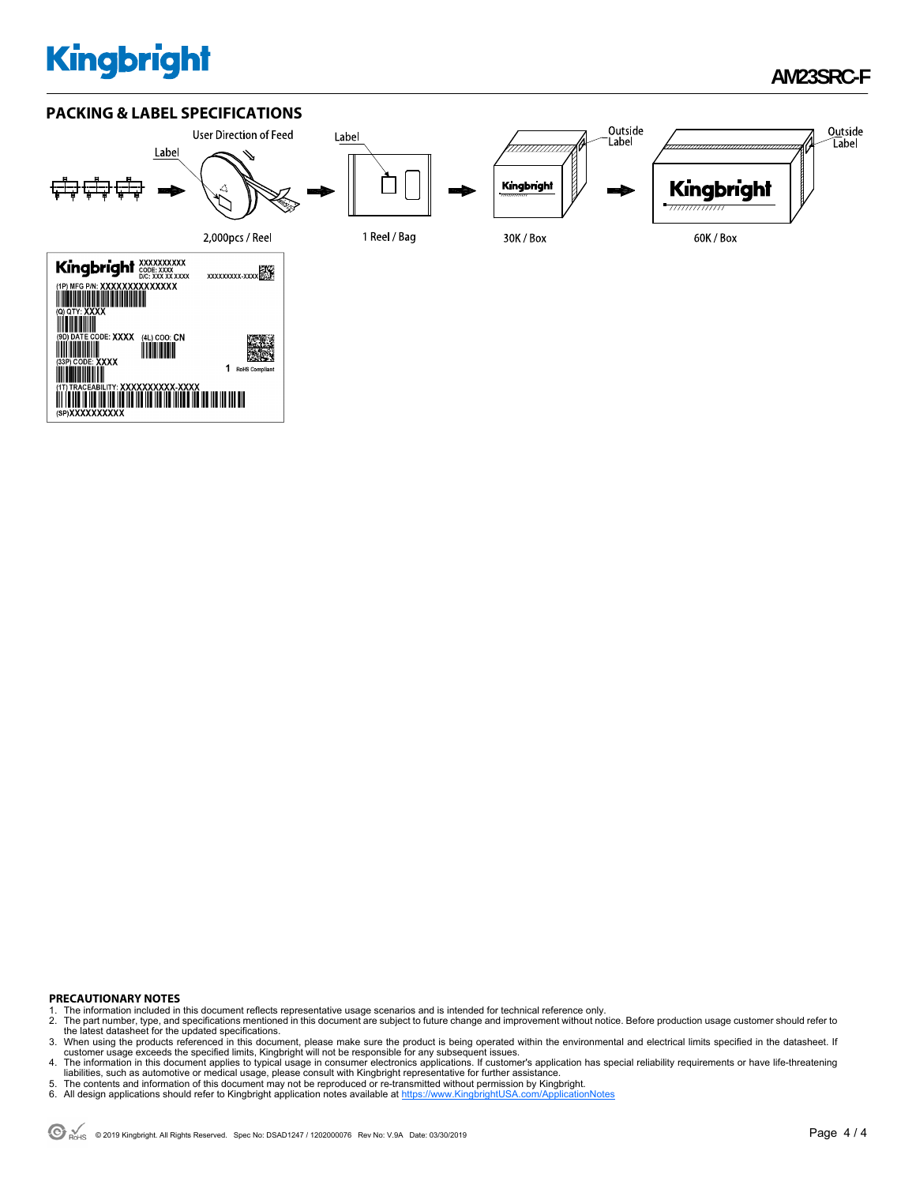## PACKING & LABEL SPECIFICATIONS

User Direction of Feed

Label

Label

Outside Label

Outside Label

2,000pcs / Reel

1 Reel / Bag

30K / Box

60K / Box

Kingbright XXXXXXXXXX
CODE: XXXX
D/C: XXX XX XXXX
XXXXXXXXX-XXXX
(1P) MFG P/N: XXXXXXXXXXXXXX
(Q) QTY: XXXX
(9D) DATE CODE: XXXX (4L) COO: CN
(33P) CODE: XXXX
1 RoHS Compliant
(1T) TRACEABILITY: XXXXXXXXXX-XXXX
(SP)XXXXXXXXXX

### PRECAUTIONARY NOTES

1. The information included in this document reflects representative usage scenarios and is intended for technical reference only.
2. The part number, type, and specifications mentioned in this document are subject to future change and improvement without notice. Before production usage customer should refer to the latest datasheet for the updated specifications.
3. When using the products referenced in this document, please make sure the product is being operated within the environmental and electrical limits specified in the datasheet. If customer usage exceeds the specified limits, Kingbright will not be responsible for any subsequent issues.
4. The information in this document applies to typical usage in consumer electronics applications. If customer's application has special reliability requirements or have life-threatening liabilities, such as automotive or medical usage, please consult with Kingbright representative for further assistance.
5. The contents and information of this document may not be reproduced or re-transmitted without permission by Kingbright.
6. All design applications should refer to Kingbright application notes available at https://www.KingbrightUSA.com/ApplicationNotes

© 2019 Kingbright. All Rights Reserved. Spec No: DSAD1247 / 1202000076 Rev No: V.9A Date: 03/30/2019